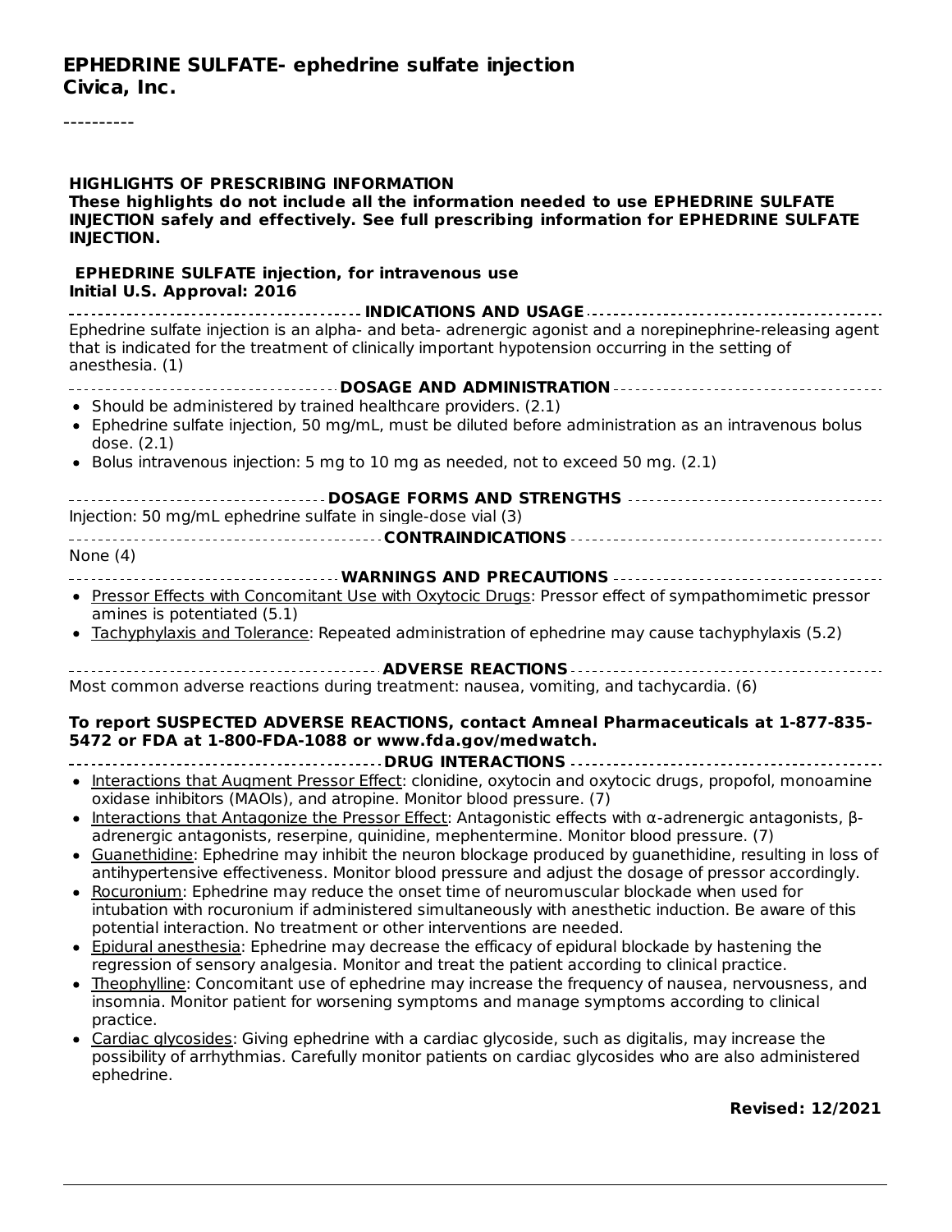# EPHEDRINE SULFATE- ephedrine sulfate injection
**Civica, Inc.**

----------

**HIGHLIGHTS OF PRESCRIBING INFORMATION**
**These highlights do not include all the information needed to use EPHEDRINE SULFATE INJECTION safely and effectively. See full prescribing information for EPHEDRINE SULFATE INJECTION.**

**EPHEDRINE SULFATE injection, for intravenous use**
**Initial U.S. Approval: 2016**

## INDICATIONS AND USAGE

Ephedrine sulfate injection is an alpha- and beta- adrenergic agonist and a norepinephrine-releasing agent that is indicated for the treatment of clinically important hypotension occurring in the setting of anesthesia. (1)

## DOSAGE AND ADMINISTRATION

- Should be administered by trained healthcare providers. (2.1)
- Ephedrine sulfate injection, 50 mg/mL, must be diluted before administration as an intravenous bolus dose. (2.1)
- Bolus intravenous injection: 5 mg to 10 mg as needed, not to exceed 50 mg. (2.1)

## DOSAGE FORMS AND STRENGTHS

Injection: 50 mg/mL ephedrine sulfate in single-dose vial (3)

## CONTRAINDICATIONS

None (4)

## WARNINGS AND PRECAUTIONS

- Pressor Effects with Concomitant Use with Oxytocic Drugs: Pressor effect of sympathomimetic pressor amines is potentiated (5.1)
- Tachyphylaxis and Tolerance: Repeated administration of ephedrine may cause tachyphylaxis (5.2)

## ADVERSE REACTIONS

Most common adverse reactions during treatment: nausea, vomiting, and tachycardia. (6)

**To report SUSPECTED ADVERSE REACTIONS, contact Amneal Pharmaceuticals at 1-877-835-5472 or FDA at 1-800-FDA-1088 or www.fda.gov/medwatch.**

## DRUG INTERACTIONS

- Interactions that Augment Pressor Effect: clonidine, oxytocin and oxytocic drugs, propofol, monoamine oxidase inhibitors (MAOIs), and atropine. Monitor blood pressure. (7)
- Interactions that Antagonize the Pressor Effect: Antagonistic effects with α-adrenergic antagonists, β-adrenergic antagonists, reserpine, quinidine, mephentermine. Monitor blood pressure. (7)
- Guanethidine: Ephedrine may inhibit the neuron blockage produced by guanethidine, resulting in loss of antihypertensive effectiveness. Monitor blood pressure and adjust the dosage of pressor accordingly.
- Rocuronium: Ephedrine may reduce the onset time of neuromuscular blockade when used for intubation with rocuronium if administered simultaneously with anesthetic induction. Be aware of this potential interaction. No treatment or other interventions are needed.
- Epidural anesthesia: Ephedrine may decrease the efficacy of epidural blockade by hastening the regression of sensory analgesia. Monitor and treat the patient according to clinical practice.
- Theophylline: Concomitant use of ephedrine may increase the frequency of nausea, nervousness, and insomnia. Monitor patient for worsening symptoms and manage symptoms according to clinical practice.
- Cardiac glycosides: Giving ephedrine with a cardiac glycoside, such as digitalis, may increase the possibility of arrhythmias. Carefully monitor patients on cardiac glycosides who are also administered ephedrine.

**Revised: 12/2021**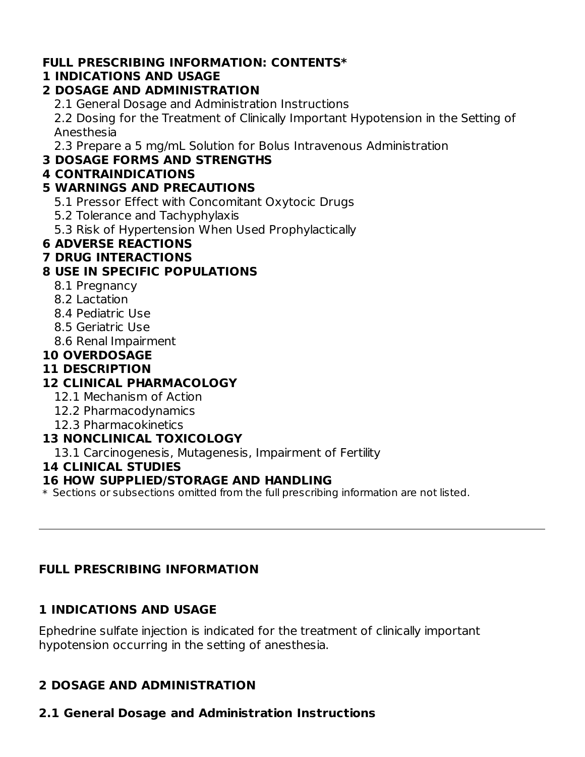**FULL PRESCRIBING INFORMATION: CONTENTS***

**1 INDICATIONS AND USAGE**

**2 DOSAGE AND ADMINISTRATION**

- 2.1 General Dosage and Administration Instructions
- 2.2 Dosing for the Treatment of Clinically Important Hypotension in the Setting of Anesthesia
- 2.3 Prepare a 5 mg/mL Solution for Bolus Intravenous Administration

**3 DOSAGE FORMS AND STRENGTHS**

**4 CONTRAINDICATIONS**

**5 WARNINGS AND PRECAUTIONS**

- 5.1 Pressor Effect with Concomitant Oxytocic Drugs
- 5.2 Tolerance and Tachyphylaxis
- 5.3 Risk of Hypertension When Used Prophylactically

**6 ADVERSE REACTIONS**

**7 DRUG INTERACTIONS**

**8 USE IN SPECIFIC POPULATIONS**

- 8.1 Pregnancy
- 8.2 Lactation
- 8.4 Pediatric Use
- 8.5 Geriatric Use
- 8.6 Renal Impairment

**10 OVERDOSAGE**

**11 DESCRIPTION**

**12 CLINICAL PHARMACOLOGY**

- 12.1 Mechanism of Action
- 12.2 Pharmacodynamics
- 12.3 Pharmacokinetics

**13 NONCLINICAL TOXICOLOGY**

- 13.1 Carcinogenesis, Mutagenesis, Impairment of Fertility

**14 CLINICAL STUDIES**

**16 HOW SUPPLIED/STORAGE AND HANDLING**

* Sections or subsections omitted from the full prescribing information are not listed.

---

## FULL PRESCRIBING INFORMATION

## 1 INDICATIONS AND USAGE

Ephedrine sulfate injection is indicated for the treatment of clinically important hypotension occurring in the setting of anesthesia.

## 2 DOSAGE AND ADMINISTRATION

### 2.1 General Dosage and Administration Instructions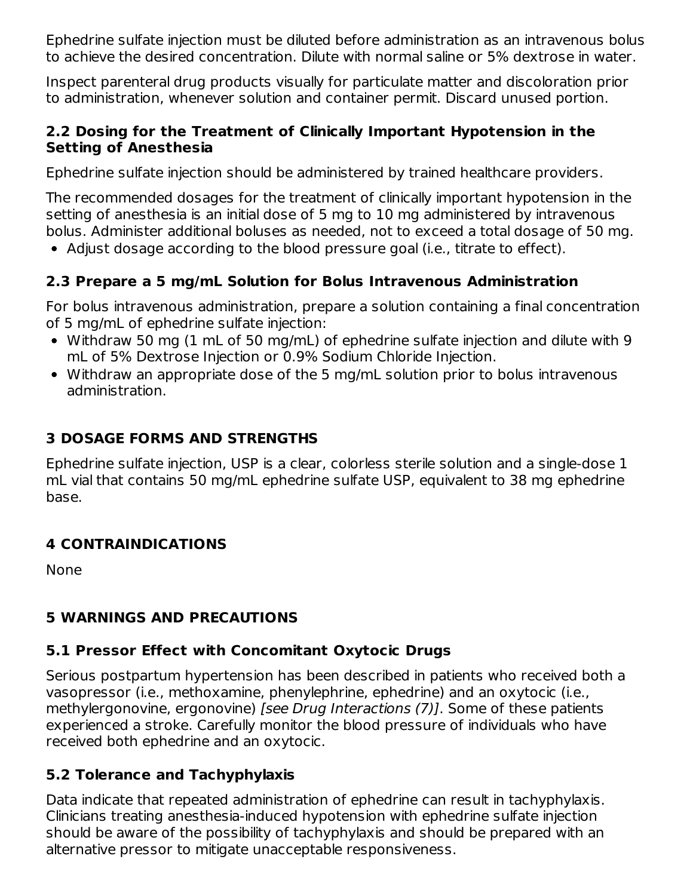Ephedrine sulfate injection must be diluted before administration as an intravenous bolus to achieve the desired concentration. Dilute with normal saline or 5% dextrose in water.

Inspect parenteral drug products visually for particulate matter and discoloration prior to administration, whenever solution and container permit. Discard unused portion.

### 2.2 Dosing for the Treatment of Clinically Important Hypotension in the Setting of Anesthesia

Ephedrine sulfate injection should be administered by trained healthcare providers.

The recommended dosages for the treatment of clinically important hypotension in the setting of anesthesia is an initial dose of 5 mg to 10 mg administered by intravenous bolus. Administer additional boluses as needed, not to exceed a total dosage of 50 mg.

- Adjust dosage according to the blood pressure goal (i.e., titrate to effect).

### 2.3 Prepare a 5 mg/mL Solution for Bolus Intravenous Administration

For bolus intravenous administration, prepare a solution containing a final concentration of 5 mg/mL of ephedrine sulfate injection:

- Withdraw 50 mg (1 mL of 50 mg/mL) of ephedrine sulfate injection and dilute with 9 mL of 5% Dextrose Injection or 0.9% Sodium Chloride Injection.
- Withdraw an appropriate dose of the 5 mg/mL solution prior to bolus intravenous administration.

## 3 DOSAGE FORMS AND STRENGTHS

Ephedrine sulfate injection, USP is a clear, colorless sterile solution and a single-dose 1 mL vial that contains 50 mg/mL ephedrine sulfate USP, equivalent to 38 mg ephedrine base.

## 4 CONTRAINDICATIONS

None

## 5 WARNINGS AND PRECAUTIONS

### 5.1 Pressor Effect with Concomitant Oxytocic Drugs

Serious postpartum hypertension has been described in patients who received both a vasopressor (i.e., methoxamine, phenylephrine, ephedrine) and an oxytocic (i.e., methylergonovine, ergonovine) *[see Drug Interactions (7)]*. Some of these patients experienced a stroke. Carefully monitor the blood pressure of individuals who have received both ephedrine and an oxytocic.

### 5.2 Tolerance and Tachyphylaxis

Data indicate that repeated administration of ephedrine can result in tachyphylaxis. Clinicians treating anesthesia-induced hypotension with ephedrine sulfate injection should be aware of the possibility of tachyphylaxis and should be prepared with an alternative pressor to mitigate unacceptable responsiveness.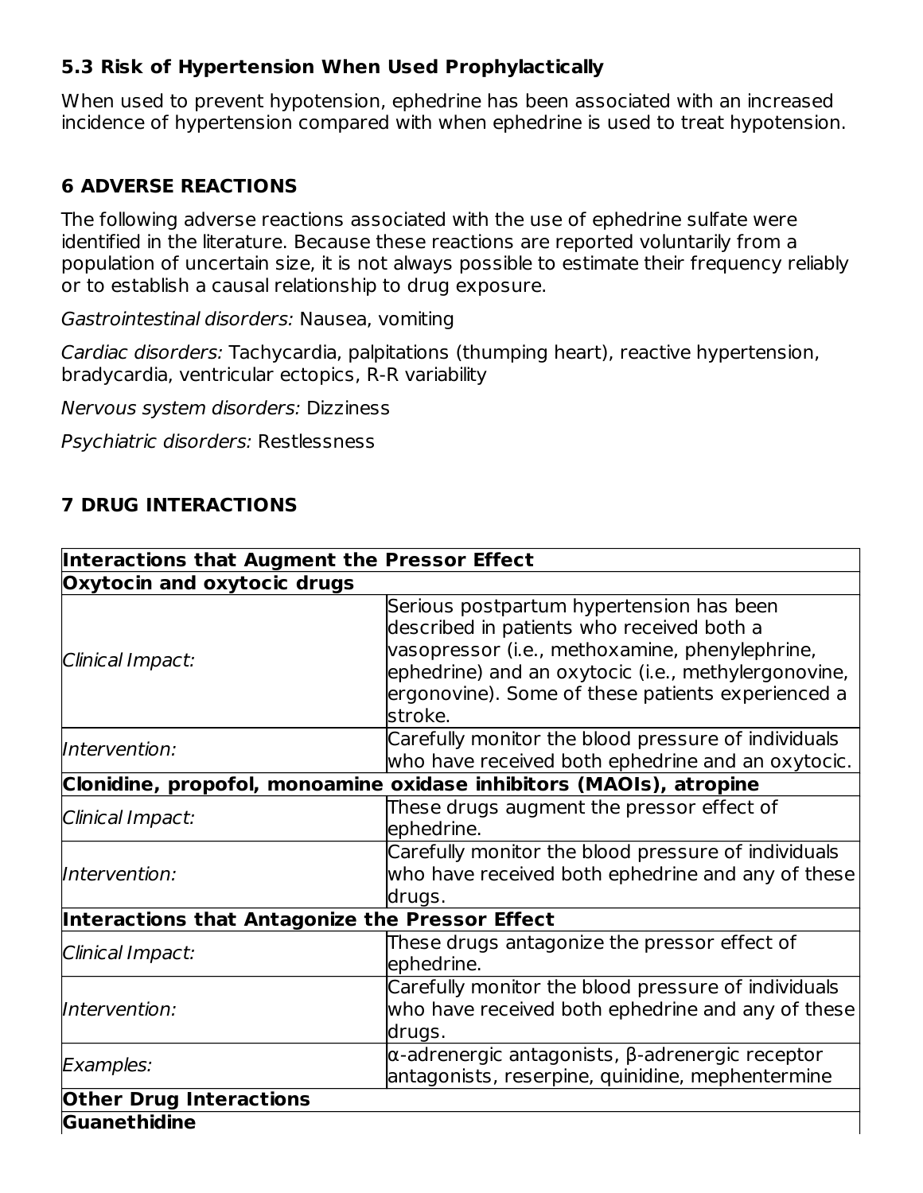### 5.3 Risk of Hypertension When Used Prophylactically

When used to prevent hypotension, ephedrine has been associated with an increased incidence of hypertension compared with when ephedrine is used to treat hypotension.

## 6 ADVERSE REACTIONS

The following adverse reactions associated with the use of ephedrine sulfate were identified in the literature. Because these reactions are reported voluntarily from a population of uncertain size, it is not always possible to estimate their frequency reliably or to establish a causal relationship to drug exposure.

*Gastrointestinal disorders:* Nausea, vomiting

*Cardiac disorders:* Tachycardia, palpitations (thumping heart), reactive hypertension, bradycardia, ventricular ectopics, R-R variability

*Nervous system disorders:* Dizziness

*Psychiatric disorders:* Restlessness

## 7 DRUG INTERACTIONS

| **Interactions that Augment the Pressor Effect** | |
|---|---|
| **Oxytocin and oxytocic drugs** | |
| *Clinical Impact:* | Serious postpartum hypertension has been described in patients who received both a vasopressor (i.e., methoxamine, phenylephrine, ephedrine) and an oxytocic (i.e., methylergonovine, ergonovine). Some of these patients experienced a stroke. |
| *Intervention:* | Carefully monitor the blood pressure of individuals who have received both ephedrine and an oxytocic. |
| **Clonidine, propofol, monoamine oxidase inhibitors (MAOIs), atropine** | |
| *Clinical Impact:* | These drugs augment the pressor effect of ephedrine. |
| *Intervention:* | Carefully monitor the blood pressure of individuals who have received both ephedrine and any of these drugs. |
| **Interactions that Antagonize the Pressor Effect** | |
| *Clinical Impact:* | These drugs antagonize the pressor effect of ephedrine. |
| *Intervention:* | Carefully monitor the blood pressure of individuals who have received both ephedrine and any of these drugs. |
| *Examples:* | α-adrenergic antagonists, β-adrenergic receptor antagonists, reserpine, quinidine, mephentermine |
| **Other Drug Interactions** | |
| **Guanethidine** | |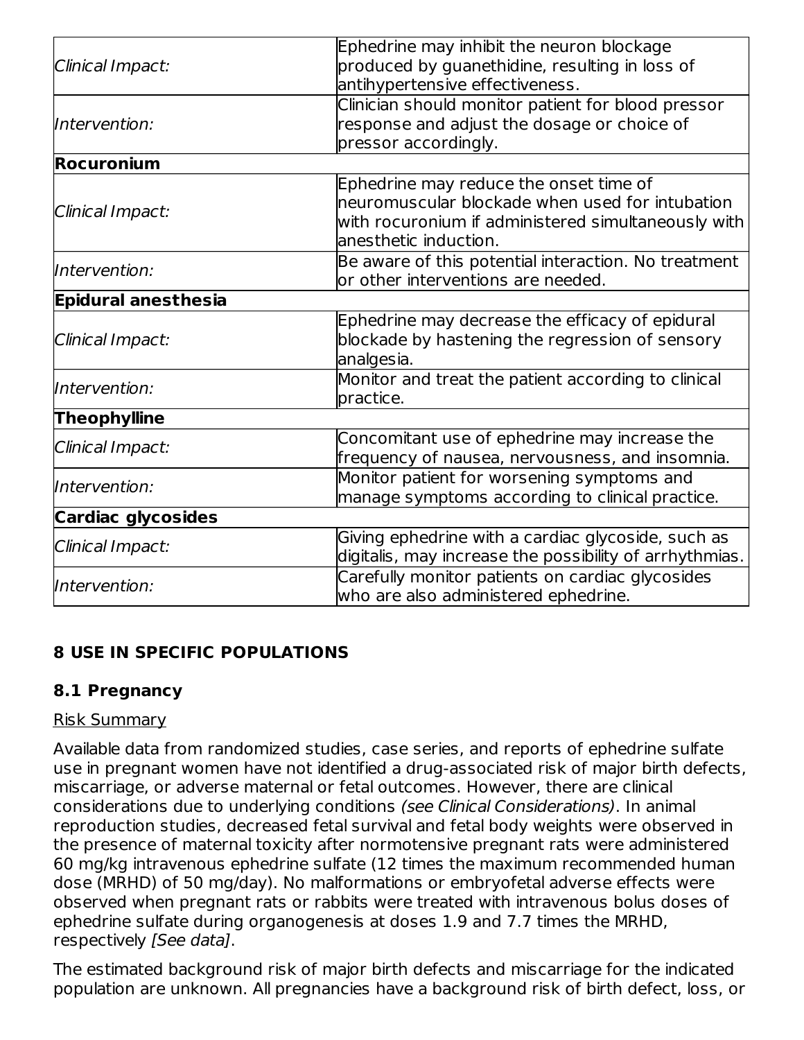| | |
|---|---|
| *Clinical Impact:* | Ephedrine may inhibit the neuron blockage produced by guanethidine, resulting in loss of antihypertensive effectiveness. |
| *Intervention:* | Clinician should monitor patient for blood pressor response and adjust the dosage or choice of pressor accordingly. |
| **Rocuronium** | |
| *Clinical Impact:* | Ephedrine may reduce the onset time of neuromuscular blockade when used for intubation with rocuronium if administered simultaneously with anesthetic induction. |
| *Intervention:* | Be aware of this potential interaction. No treatment or other interventions are needed. |
| **Epidural anesthesia** | |
| *Clinical Impact:* | Ephedrine may decrease the efficacy of epidural blockade by hastening the regression of sensory analgesia. |
| *Intervention:* | Monitor and treat the patient according to clinical practice. |
| **Theophylline** | |
| *Clinical Impact:* | Concomitant use of ephedrine may increase the frequency of nausea, nervousness, and insomnia. |
| *Intervention:* | Monitor patient for worsening symptoms and manage symptoms according to clinical practice. |
| **Cardiac glycosides** | |
| *Clinical Impact:* | Giving ephedrine with a cardiac glycoside, such as digitalis, may increase the possibility of arrhythmias. |
| *Intervention:* | Carefully monitor patients on cardiac glycosides who are also administered ephedrine. |

## 8 USE IN SPECIFIC POPULATIONS

### 8.1 Pregnancy

Risk Summary

Available data from randomized studies, case series, and reports of ephedrine sulfate use in pregnant women have not identified a drug-associated risk of major birth defects, miscarriage, or adverse maternal or fetal outcomes. However, there are clinical considerations due to underlying conditions *(see Clinical Considerations)*. In animal reproduction studies, decreased fetal survival and fetal body weights were observed in the presence of maternal toxicity after normotensive pregnant rats were administered 60 mg/kg intravenous ephedrine sulfate (12 times the maximum recommended human dose (MRHD) of 50 mg/day). No malformations or embryofetal adverse effects were observed when pregnant rats or rabbits were treated with intravenous bolus doses of ephedrine sulfate during organogenesis at doses 1.9 and 7.7 times the MRHD, respectively *[See data]*.

The estimated background risk of major birth defects and miscarriage for the indicated population are unknown. All pregnancies have a background risk of birth defect, loss, or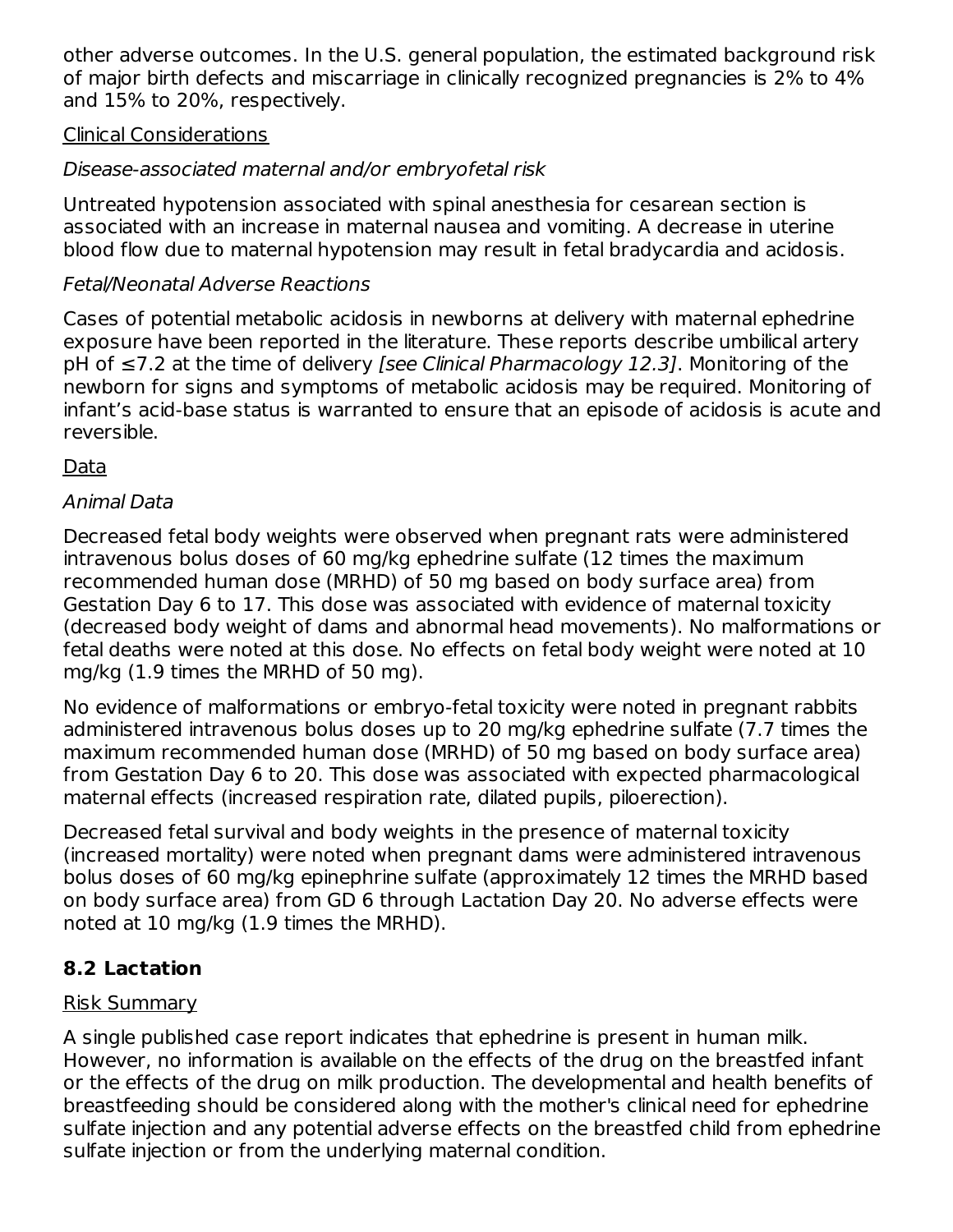other adverse outcomes. In the U.S. general population, the estimated background risk of major birth defects and miscarriage in clinically recognized pregnancies is 2% to 4% and 15% to 20%, respectively.

Clinical Considerations

*Disease-associated maternal and/or embryofetal risk*

Untreated hypotension associated with spinal anesthesia for cesarean section is associated with an increase in maternal nausea and vomiting. A decrease in uterine blood flow due to maternal hypotension may result in fetal bradycardia and acidosis.

*Fetal/Neonatal Adverse Reactions*

Cases of potential metabolic acidosis in newborns at delivery with maternal ephedrine exposure have been reported in the literature. These reports describe umbilical artery pH of ≤7.2 at the time of delivery *[see Clinical Pharmacology 12.3]*. Monitoring of the newborn for signs and symptoms of metabolic acidosis may be required. Monitoring of infant's acid-base status is warranted to ensure that an episode of acidosis is acute and reversible.

Data

*Animal Data*

Decreased fetal body weights were observed when pregnant rats were administered intravenous bolus doses of 60 mg/kg ephedrine sulfate (12 times the maximum recommended human dose (MRHD) of 50 mg based on body surface area) from Gestation Day 6 to 17. This dose was associated with evidence of maternal toxicity (decreased body weight of dams and abnormal head movements). No malformations or fetal deaths were noted at this dose. No effects on fetal body weight were noted at 10 mg/kg (1.9 times the MRHD of 50 mg).

No evidence of malformations or embryo-fetal toxicity were noted in pregnant rabbits administered intravenous bolus doses up to 20 mg/kg ephedrine sulfate (7.7 times the maximum recommended human dose (MRHD) of 50 mg based on body surface area) from Gestation Day 6 to 20. This dose was associated with expected pharmacological maternal effects (increased respiration rate, dilated pupils, piloerection).

Decreased fetal survival and body weights in the presence of maternal toxicity (increased mortality) were noted when pregnant dams were administered intravenous bolus doses of 60 mg/kg epinephrine sulfate (approximately 12 times the MRHD based on body surface area) from GD 6 through Lactation Day 20. No adverse effects were noted at 10 mg/kg (1.9 times the MRHD).

### 8.2 Lactation

Risk Summary

A single published case report indicates that ephedrine is present in human milk. However, no information is available on the effects of the drug on the breastfed infant or the effects of the drug on milk production. The developmental and health benefits of breastfeeding should be considered along with the mother's clinical need for ephedrine sulfate injection and any potential adverse effects on the breastfed child from ephedrine sulfate injection or from the underlying maternal condition.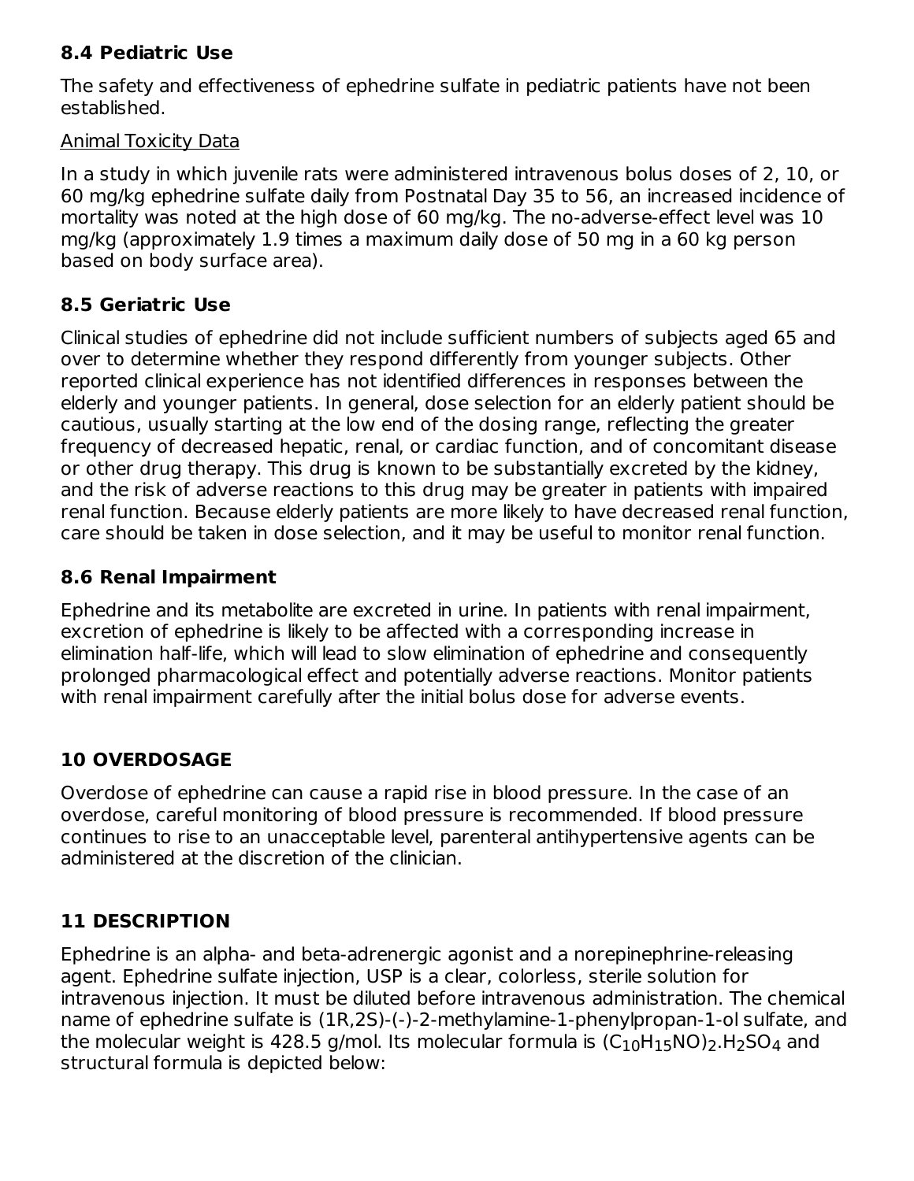### 8.4 Pediatric Use

The safety and effectiveness of ephedrine sulfate in pediatric patients have not been established.

Animal Toxicity Data

In a study in which juvenile rats were administered intravenous bolus doses of 2, 10, or 60 mg/kg ephedrine sulfate daily from Postnatal Day 35 to 56, an increased incidence of mortality was noted at the high dose of 60 mg/kg. The no-adverse-effect level was 10 mg/kg (approximately 1.9 times a maximum daily dose of 50 mg in a 60 kg person based on body surface area).

### 8.5 Geriatric Use

Clinical studies of ephedrine did not include sufficient numbers of subjects aged 65 and over to determine whether they respond differently from younger subjects. Other reported clinical experience has not identified differences in responses between the elderly and younger patients. In general, dose selection for an elderly patient should be cautious, usually starting at the low end of the dosing range, reflecting the greater frequency of decreased hepatic, renal, or cardiac function, and of concomitant disease or other drug therapy. This drug is known to be substantially excreted by the kidney, and the risk of adverse reactions to this drug may be greater in patients with impaired renal function. Because elderly patients are more likely to have decreased renal function, care should be taken in dose selection, and it may be useful to monitor renal function.

### 8.6 Renal Impairment

Ephedrine and its metabolite are excreted in urine. In patients with renal impairment, excretion of ephedrine is likely to be affected with a corresponding increase in elimination half-life, which will lead to slow elimination of ephedrine and consequently prolonged pharmacological effect and potentially adverse reactions. Monitor patients with renal impairment carefully after the initial bolus dose for adverse events.

## 10 OVERDOSAGE

Overdose of ephedrine can cause a rapid rise in blood pressure. In the case of an overdose, careful monitoring of blood pressure is recommended. If blood pressure continues to rise to an unacceptable level, parenteral antihypertensive agents can be administered at the discretion of the clinician.

## 11 DESCRIPTION

Ephedrine is an alpha- and beta-adrenergic agonist and a norepinephrine-releasing agent. Ephedrine sulfate injection, USP is a clear, colorless, sterile solution for intravenous injection. It must be diluted before intravenous administration. The chemical name of ephedrine sulfate is (1R,2S)-(-)-2-methylamine-1-phenylpropan-1-ol sulfate, and the molecular weight is 428.5 g/mol. Its molecular formula is $(C_{10}H_{15}NO)_2.H_2SO_4$ and structural formula is depicted below: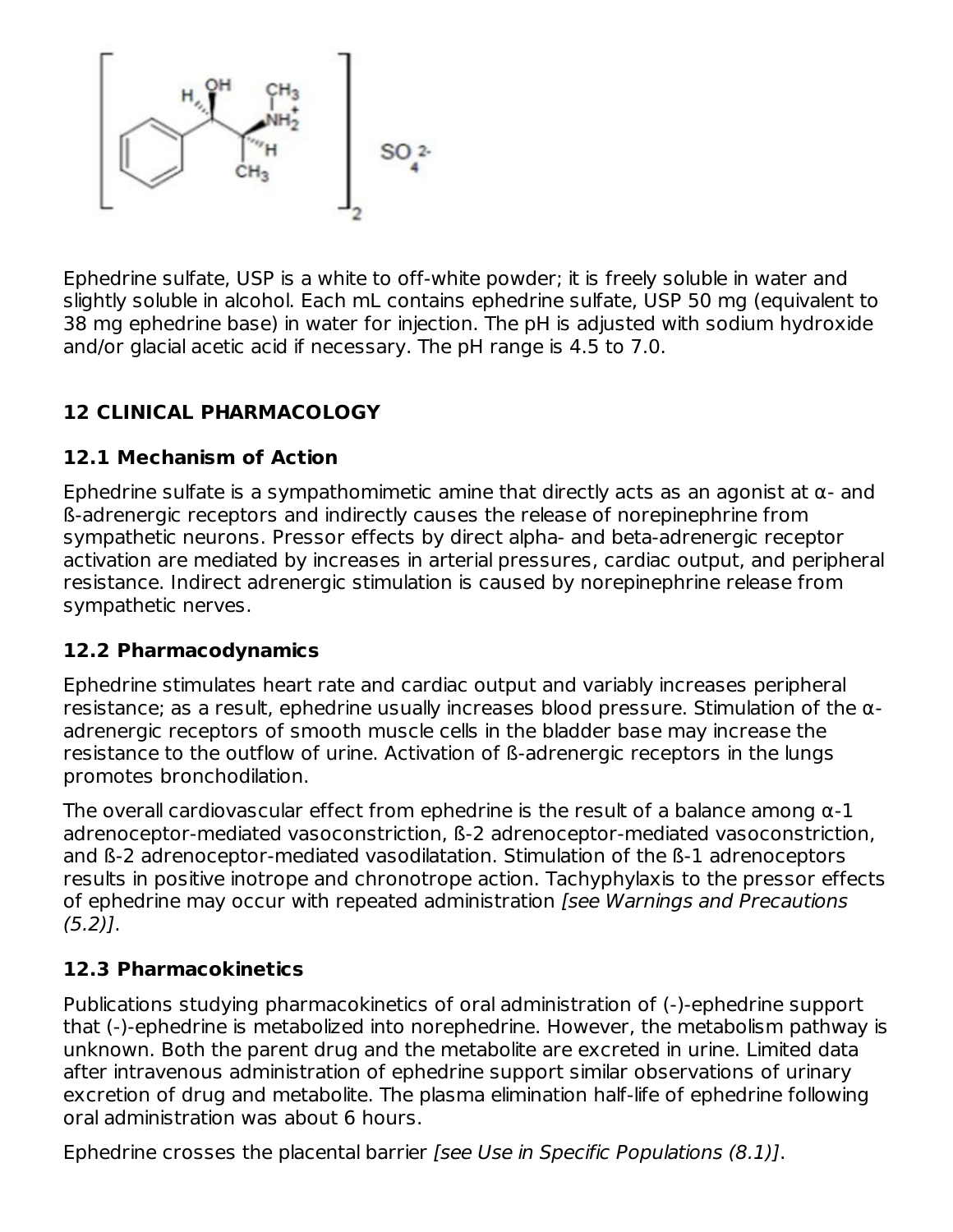Ephedrine sulfate, USP is a white to off-white powder; it is freely soluble in water and slightly soluble in alcohol. Each mL contains ephedrine sulfate, USP 50 mg (equivalent to 38 mg ephedrine base) in water for injection. The pH is adjusted with sodium hydroxide and/or glacial acetic acid if necessary. The pH range is 4.5 to 7.0.

## 12 CLINICAL PHARMACOLOGY

### 12.1 Mechanism of Action

Ephedrine sulfate is a sympathomimetic amine that directly acts as an agonist at α- and ß-adrenergic receptors and indirectly causes the release of norepinephrine from sympathetic neurons. Pressor effects by direct alpha- and beta-adrenergic receptor activation are mediated by increases in arterial pressures, cardiac output, and peripheral resistance. Indirect adrenergic stimulation is caused by norepinephrine release from sympathetic nerves.

### 12.2 Pharmacodynamics

Ephedrine stimulates heart rate and cardiac output and variably increases peripheral resistance; as a result, ephedrine usually increases blood pressure. Stimulation of the α-adrenergic receptors of smooth muscle cells in the bladder base may increase the resistance to the outflow of urine. Activation of ß-adrenergic receptors in the lungs promotes bronchodilation.

The overall cardiovascular effect from ephedrine is the result of a balance among α-1 adrenoceptor-mediated vasoconstriction, ß-2 adrenoceptor-mediated vasoconstriction, and ß-2 adrenoceptor-mediated vasodilatation. Stimulation of the ß-1 adrenoceptors results in positive inotrope and chronotrope action. Tachyphylaxis to the pressor effects of ephedrine may occur with repeated administration *[see Warnings and Precautions (5.2)]*.

### 12.3 Pharmacokinetics

Publications studying pharmacokinetics of oral administration of (-)-ephedrine support that (-)-ephedrine is metabolized into norephedrine. However, the metabolism pathway is unknown. Both the parent drug and the metabolite are excreted in urine. Limited data after intravenous administration of ephedrine support similar observations of urinary excretion of drug and metabolite. The plasma elimination half-life of ephedrine following oral administration was about 6 hours.

Ephedrine crosses the placental barrier *[see Use in Specific Populations (8.1)]*.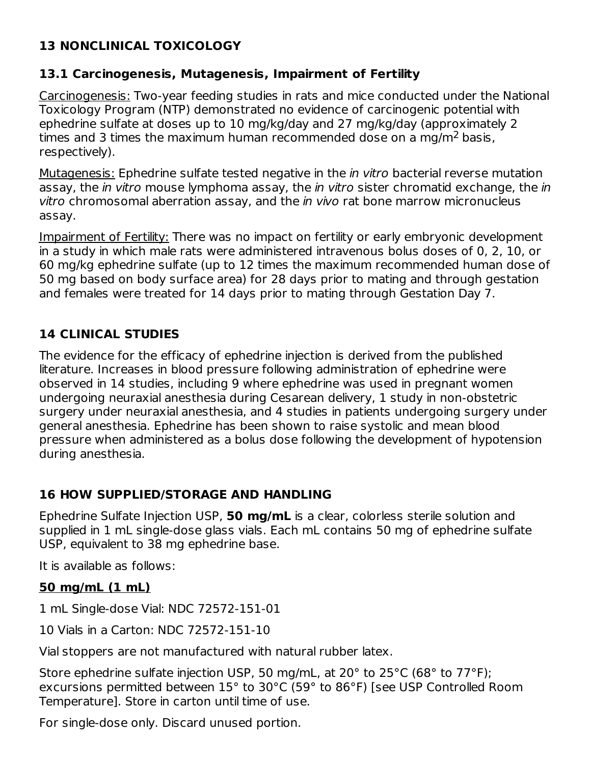## 13 NONCLINICAL TOXICOLOGY

### 13.1 Carcinogenesis, Mutagenesis, Impairment of Fertility

Carcinogenesis: Two-year feeding studies in rats and mice conducted under the National Toxicology Program (NTP) demonstrated no evidence of carcinogenic potential with ephedrine sulfate at doses up to 10 mg/kg/day and 27 mg/kg/day (approximately 2 times and 3 times the maximum human recommended dose on a mg/$m^2$ basis, respectively).

Mutagenesis: Ephedrine sulfate tested negative in the *in vitro* bacterial reverse mutation assay, the *in vitro* mouse lymphoma assay, the *in vitro* sister chromatid exchange, the *in vitro* chromosomal aberration assay, and the *in vivo* rat bone marrow micronucleus assay.

Impairment of Fertility: There was no impact on fertility or early embryonic development in a study in which male rats were administered intravenous bolus doses of 0, 2, 10, or 60 mg/kg ephedrine sulfate (up to 12 times the maximum recommended human dose of 50 mg based on body surface area) for 28 days prior to mating and through gestation and females were treated for 14 days prior to mating through Gestation Day 7.

## 14 CLINICAL STUDIES

The evidence for the efficacy of ephedrine injection is derived from the published literature. Increases in blood pressure following administration of ephedrine were observed in 14 studies, including 9 where ephedrine was used in pregnant women undergoing neuraxial anesthesia during Cesarean delivery, 1 study in non-obstetric surgery under neuraxial anesthesia, and 4 studies in patients undergoing surgery under general anesthesia. Ephedrine has been shown to raise systolic and mean blood pressure when administered as a bolus dose following the development of hypotension during anesthesia.

## 16 HOW SUPPLIED/STORAGE AND HANDLING

Ephedrine Sulfate Injection USP, **50 mg/mL** is a clear, colorless sterile solution and supplied in 1 mL single-dose glass vials. Each mL contains 50 mg of ephedrine sulfate USP, equivalent to 38 mg ephedrine base.

It is available as follows:

**50 mg/mL (1 mL)**

1 mL Single-dose Vial: NDC 72572-151-01

10 Vials in a Carton: NDC 72572-151-10

Vial stoppers are not manufactured with natural rubber latex.

Store ephedrine sulfate injection USP, 50 mg/mL, at 20° to 25°C (68° to 77°F); excursions permitted between 15° to 30°C (59° to 86°F) [see USP Controlled Room Temperature]. Store in carton until time of use.

For single-dose only. Discard unused portion.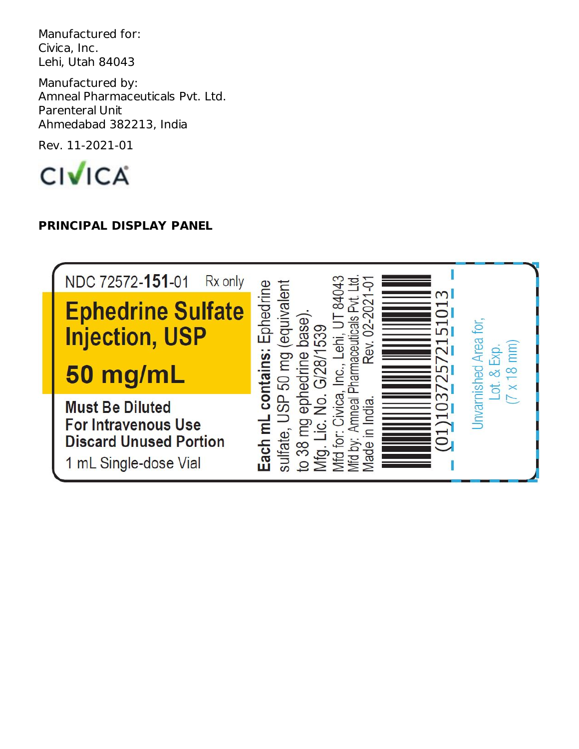Manufactured for:
Civica, Inc.
Lehi, Utah 84043

Manufactured by:
Amneal Pharmaceuticals Pvt. Ltd.
Parenteral Unit
Ahmedabad 382213, India

Rev. 11-2021-01

CIVICA

**PRINCIPAL DISPLAY PANEL**

NDC 72572-**151**-01 Rx only

**Ephedrine Sulfate Injection, USP**

**50 mg/mL**

**Must Be Diluted**
**For Intravenous Use**
**Discard Unused Portion**

1 mL Single-dose Vial

**Each mL contains:** Ephedrine sulfate, USP 50 mg (equivalent to 38 mg ephedrine base).
Mfg. Lic. No. G/28/1539
Mfd for: Civica, Inc., Lehi, UT 84043
Mfd by: Amneal Pharmaceuticals Pvt. Ltd.
Made in India. Rev. 02-2021-01

(01)10372572151013

Unvarnished Area for, Lot. & Exp. (7 x 18 mm)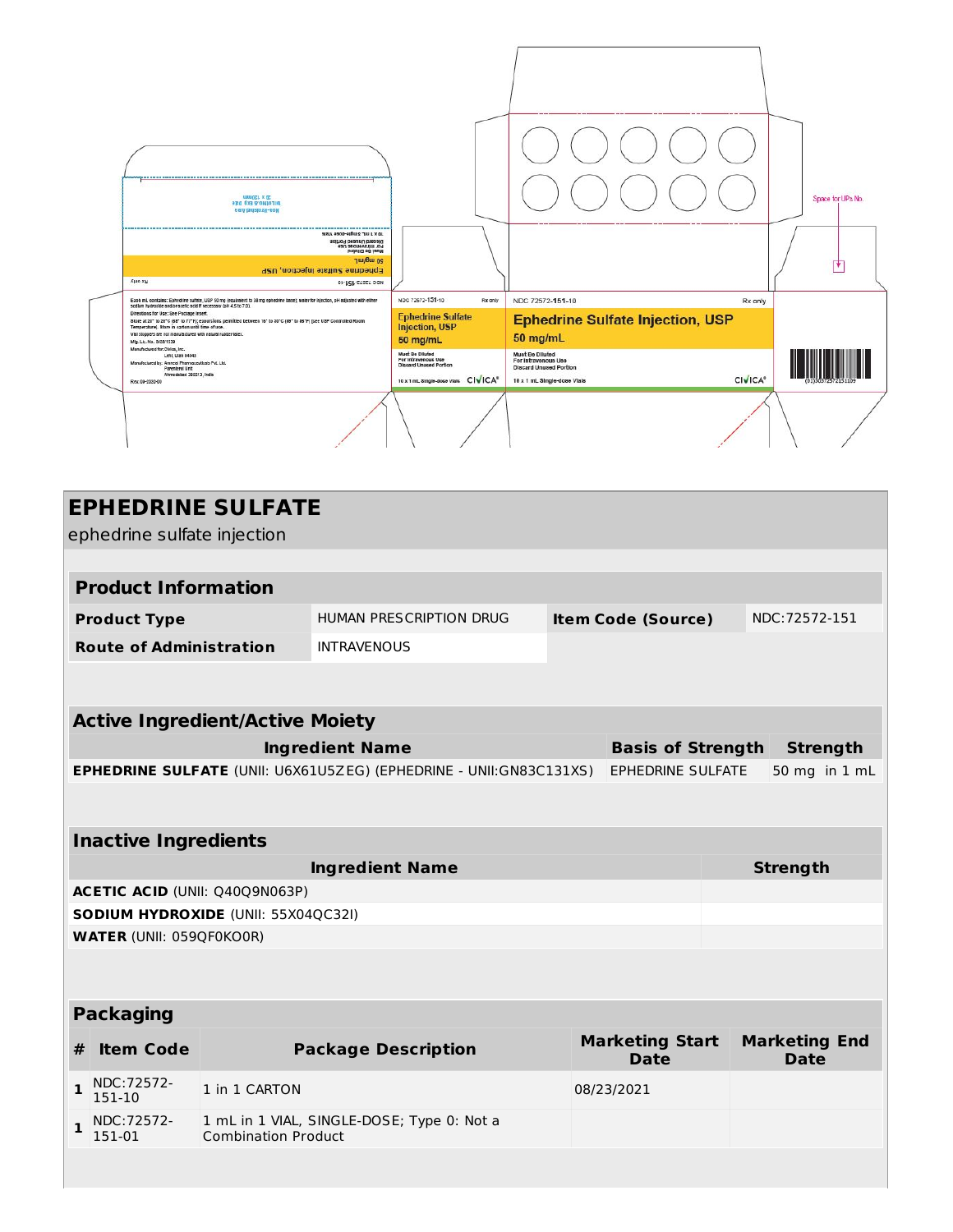NDC 72572-151-10 Rx only

**Ephedrine Sulfate Injection, USP**

**50 mg/mL**

Must Be Diluted
For Intravenous Use
Discard Unused Portion

10 x 1 mL Single-dose Vials

CIVICA®

Each mL contains: Ephedrine sulfate, USP 50 mg (equivalent to 38 mg ephedrine base); water for injection, pH adjusted with either sodium hydroxide and/or acetic acid if necessary (pH 4.5 to 7.0).
Directions for Use: See Package Insert.
Store at 20° to 25°C (68° to 77°F); excursions permitted between 15° to 30°C (59° to 86°F) [see USP Controlled Room Temperature]. Store in carton until time of use.
Vial stoppers are not manufactured with natural rubber latex.
Mfg. Lic. No. 3/25/1/39
Manufactured for: Civica, Inc.
Lehi, Utah 84043
Manufactured by: Aravind Pharmaceuticals Pvt. Ltd.
Parenteral Unit
Ahmedabad 382213, India
Rev. 09-2020-00

Space for UPs No.

(01)00372572151109

# EPHEDRINE SULFATE

ephedrine sulfate injection

| Product Information | | | |
|---|---|---|---|
| **Product Type** | HUMAN PRESCRIPTION DRUG | **Item Code (Source)** | NDC:72572-151 |
| **Route of Administration** | INTRAVENOUS | | |

| Active Ingredient/Active Moiety | | |
|---|---|---|
| **Ingredient Name** | **Basis of Strength** | **Strength** |
| **EPHEDRINE SULFATE** (UNII: U6X61U5ZEG) (EPHEDRINE - UNII:GN83C131XS) | EPHEDRINE SULFATE | 50 mg in 1 mL |

| Inactive Ingredients | |
|---|---|
| **Ingredient Name** | **Strength** |
| **ACETIC ACID** (UNII: Q40Q9N063P) | |
| **SODIUM HYDROXIDE** (UNII: 55X04QC32I) | |
| **WATER** (UNII: 059QF0KO0R) | |

| Packaging | | | | |
|---|---|---|---|---|
| **#** | **Item Code** | **Package Description** | **Marketing Start Date** | **Marketing End Date** |
| **1** | NDC:72572-151-10 | 1 in 1 CARTON | 08/23/2021 | |
| **1** | NDC:72572-151-01 | 1 mL in 1 VIAL, SINGLE-DOSE; Type 0: Not a Combination Product | | |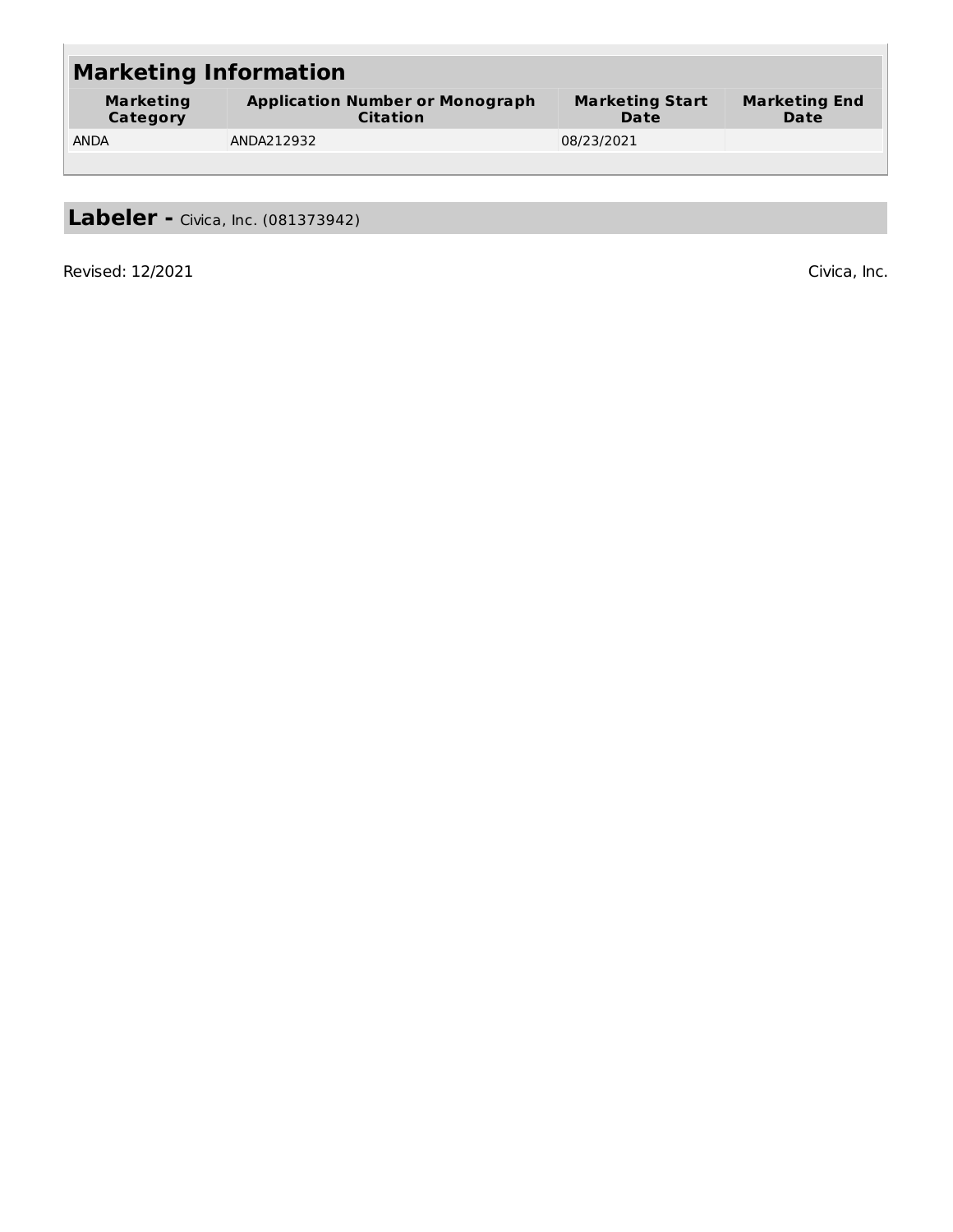## Marketing Information

| Marketing Category | Application Number or Monograph Citation | Marketing Start Date | Marketing End Date |
|---|---|---|---|
| ANDA | ANDA212932 | 08/23/2021 | |

## Labeler - Civica, Inc. (081373942)

Revised: 12/2021 Civica, Inc.